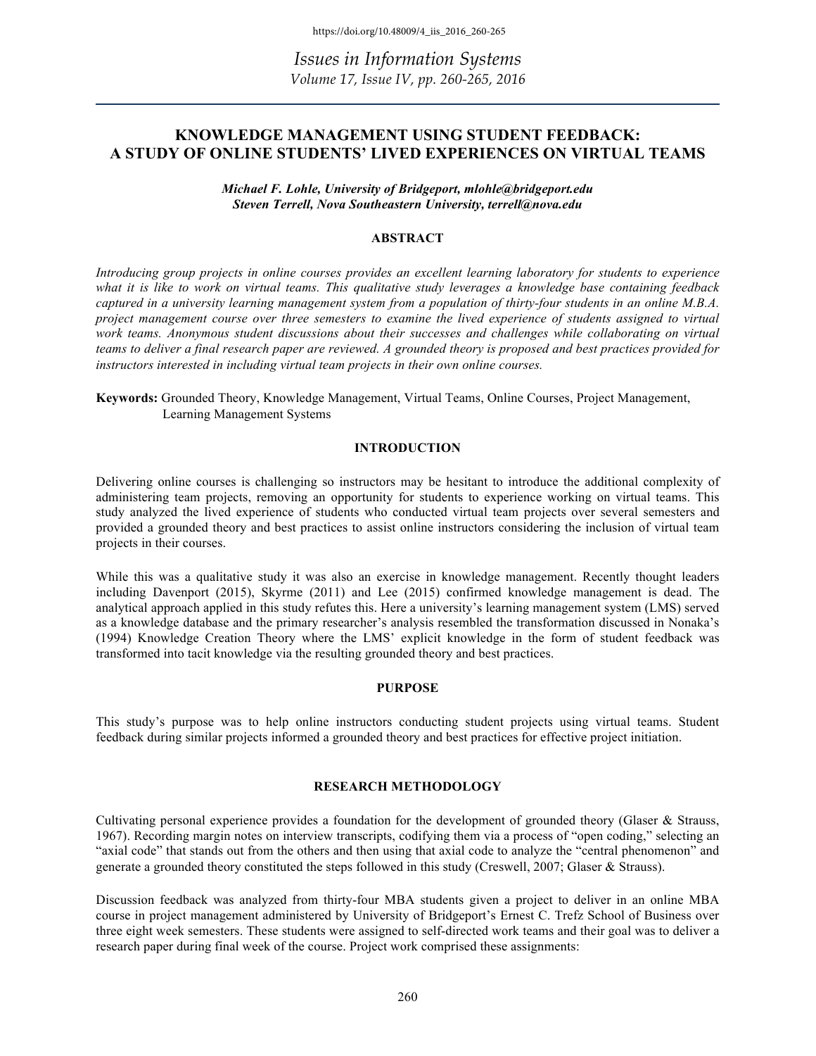# KNOWLEDGE MANAGEMENT USING STUDENT FEEDBACK: A STUDY OF ONLINE STUDENTS' LIVED EXPERIENCES ON VIRTUAL TEAMS

***Michael F. Lohle, University of Bridgeport, mlohle@bridgeport.edu***
***Steven Terrell, Nova Southeastern University, terrell@nova.edu***

## ABSTRACT

*Introducing group projects in online courses provides an excellent learning laboratory for students to experience what it is like to work on virtual teams. This qualitative study leverages a knowledge base containing feedback captured in a university learning management system from a population of thirty-four students in an online M.B.A. project management course over three semesters to examine the lived experience of students assigned to virtual work teams. Anonymous student discussions about their successes and challenges while collaborating on virtual teams to deliver a final research paper are reviewed. A grounded theory is proposed and best practices provided for instructors interested in including virtual team projects in their own online courses.*

**Keywords:** Grounded Theory, Knowledge Management, Virtual Teams, Online Courses, Project Management, Learning Management Systems

## INTRODUCTION

Delivering online courses is challenging so instructors may be hesitant to introduce the additional complexity of administering team projects, removing an opportunity for students to experience working on virtual teams. This study analyzed the lived experience of students who conducted virtual team projects over several semesters and provided a grounded theory and best practices to assist online instructors considering the inclusion of virtual team projects in their courses.

While this was a qualitative study it was also an exercise in knowledge management. Recently thought leaders including Davenport (2015), Skyrme (2011) and Lee (2015) confirmed knowledge management is dead. The analytical approach applied in this study refutes this. Here a university's learning management system (LMS) served as a knowledge database and the primary researcher's analysis resembled the transformation discussed in Nonaka's (1994) Knowledge Creation Theory where the LMS' explicit knowledge in the form of student feedback was transformed into tacit knowledge via the resulting grounded theory and best practices.

## PURPOSE

This study's purpose was to help online instructors conducting student projects using virtual teams. Student feedback during similar projects informed a grounded theory and best practices for effective project initiation.

## RESEARCH METHODOLOGY

Cultivating personal experience provides a foundation for the development of grounded theory (Glaser & Strauss, 1967). Recording margin notes on interview transcripts, codifying them via a process of "open coding," selecting an "axial code" that stands out from the others and then using that axial code to analyze the "central phenomenon" and generate a grounded theory constituted the steps followed in this study (Creswell, 2007; Glaser & Strauss).

Discussion feedback was analyzed from thirty-four MBA students given a project to deliver in an online MBA course in project management administered by University of Bridgeport's Ernest C. Trefz School of Business over three eight week semesters. These students were assigned to self-directed work teams and their goal was to deliver a research paper during final week of the course. Project work comprised these assignments: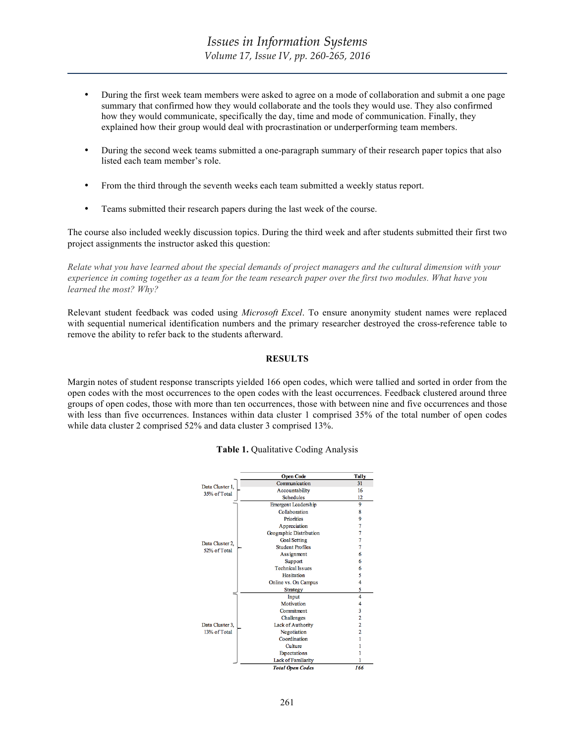- During the first week team members were asked to agree on a mode of collaboration and submit a one page summary that confirmed how they would collaborate and the tools they would use. They also confirmed how they would communicate, specifically the day, time and mode of communication. Finally, they explained how their group would deal with procrastination or underperforming team members.

- During the second week teams submitted a one-paragraph summary of their research paper topics that also listed each team member's role.

- From the third through the seventh weeks each team submitted a weekly status report.

- Teams submitted their research papers during the last week of the course.

The course also included weekly discussion topics. During the third week and after students submitted their first two project assignments the instructor asked this question:

*Relate what you have learned about the special demands of project managers and the cultural dimension with your experience in coming together as a team for the team research paper over the first two modules. What have you learned the most? Why?*

Relevant student feedback was coded using *Microsoft Excel*. To ensure anonymity student names were replaced with sequential numerical identification numbers and the primary researcher destroyed the cross-reference table to remove the ability to refer back to the students afterward.

## RESULTS

Margin notes of student response transcripts yielded 166 open codes, which were tallied and sorted in order from the open codes with the most occurrences to the open codes with the least occurrences. Feedback clustered around three groups of open codes, those with more than ten occurrences, those with between nine and five occurrences and those with less than five occurrences. Instances within data cluster 1 comprised 35% of the total number of open codes while data cluster 2 comprised 52% and data cluster 3 comprised 13%.

**Table 1.** Qualitative Coding Analysis

| | Open Code | Tally |
|---|---|---|
| Data Cluster 1, 35% of Total | Communication | 31 |
| | Accountability | 16 |
| | Schedules | 12 |
| Data Cluster 2, 52% of Total | Emergent Leadership | 9 |
| | Collaboration | 8 |
| | Priorities | 9 |
| | Appreciation | 7 |
| | Geographic Distribution | 7 |
| | Goal Setting | 7 |
| | Student Profiles | 7 |
| | Assignment | 6 |
| | Support | 6 |
| | Technical Issues | 6 |
| | Hesitation | 5 |
| | Online vs. On Campus | 4 |
| | Strategy | 5 |
| Data Cluster 3, 13% of Total | Input | 4 |
| | Motivation | 4 |
| | Commitment | 3 |
| | Challenges | 2 |
| | Lack of Authority | 2 |
| | Negotiation | 2 |
| | Coordination | 1 |
| | Culture | 1 |
| | Expectations | 1 |
| | Lack of Familiarity | 1 |
| | ***Total Open Codes*** | ***166*** |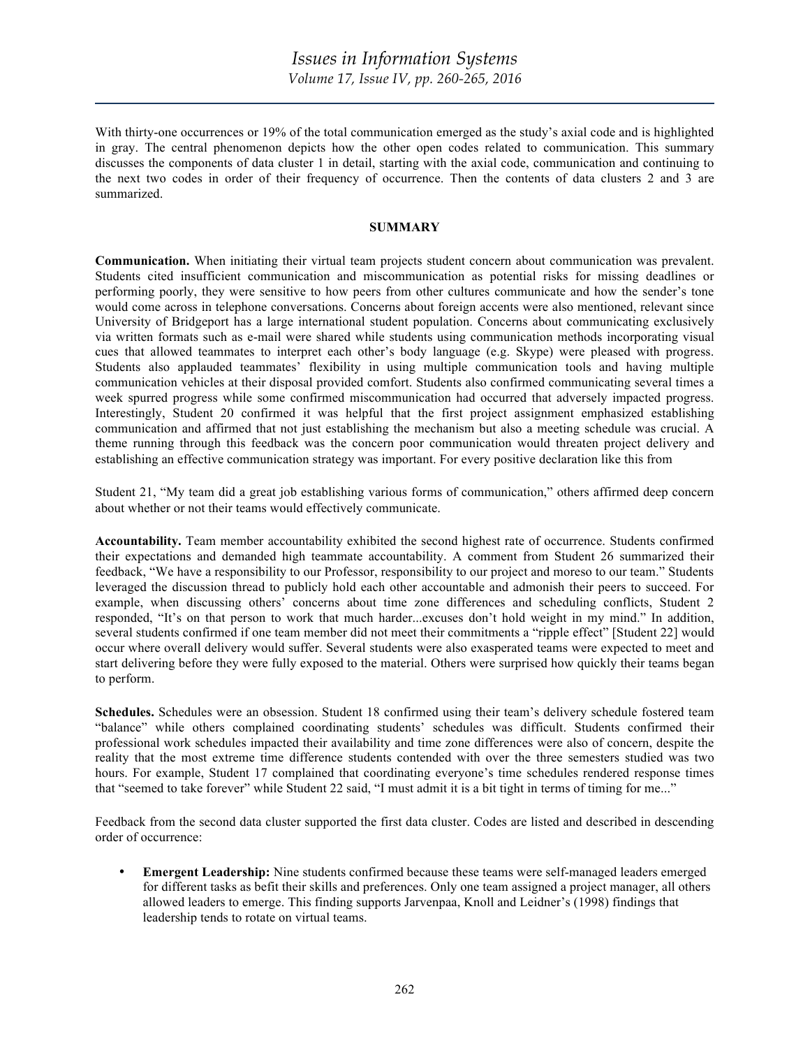With thirty-one occurrences or 19% of the total communication emerged as the study's axial code and is highlighted in gray. The central phenomenon depicts how the other open codes related to communication. This summary discusses the components of data cluster 1 in detail, starting with the axial code, communication and continuing to the next two codes in order of their frequency of occurrence. Then the contents of data clusters 2 and 3 are summarized.

## SUMMARY

**Communication.** When initiating their virtual team projects student concern about communication was prevalent. Students cited insufficient communication and miscommunication as potential risks for missing deadlines or performing poorly, they were sensitive to how peers from other cultures communicate and how the sender's tone would come across in telephone conversations. Concerns about foreign accents were also mentioned, relevant since University of Bridgeport has a large international student population. Concerns about communicating exclusively via written formats such as e-mail were shared while students using communication methods incorporating visual cues that allowed teammates to interpret each other's body language (e.g. Skype) were pleased with progress. Students also applauded teammates' flexibility in using multiple communication tools and having multiple communication vehicles at their disposal provided comfort. Students also confirmed communicating several times a week spurred progress while some confirmed miscommunication had occurred that adversely impacted progress. Interestingly, Student 20 confirmed it was helpful that the first project assignment emphasized establishing communication and affirmed that not just establishing the mechanism but also a meeting schedule was crucial. A theme running through this feedback was the concern poor communication would threaten project delivery and establishing an effective communication strategy was important. For every positive declaration like this from

Student 21, "My team did a great job establishing various forms of communication," others affirmed deep concern about whether or not their teams would effectively communicate.

**Accountability.** Team member accountability exhibited the second highest rate of occurrence. Students confirmed their expectations and demanded high teammate accountability. A comment from Student 26 summarized their feedback, "We have a responsibility to our Professor, responsibility to our project and moreso to our team." Students leveraged the discussion thread to publicly hold each other accountable and admonish their peers to succeed. For example, when discussing others' concerns about time zone differences and scheduling conflicts, Student 2 responded, "It's on that person to work that much harder...excuses don't hold weight in my mind." In addition, several students confirmed if one team member did not meet their commitments a "ripple effect" [Student 22] would occur where overall delivery would suffer. Several students were also exasperated teams were expected to meet and start delivering before they were fully exposed to the material. Others were surprised how quickly their teams began to perform.

**Schedules.** Schedules were an obsession. Student 18 confirmed using their team's delivery schedule fostered team "balance" while others complained coordinating students' schedules was difficult. Students confirmed their professional work schedules impacted their availability and time zone differences were also of concern, despite the reality that the most extreme time difference students contended with over the three semesters studied was two hours. For example, Student 17 complained that coordinating everyone's time schedules rendered response times that "seemed to take forever" while Student 22 said, "I must admit it is a bit tight in terms of timing for me..."

Feedback from the second data cluster supported the first data cluster. Codes are listed and described in descending order of occurrence:

- **Emergent Leadership:** Nine students confirmed because these teams were self-managed leaders emerged for different tasks as befit their skills and preferences. Only one team assigned a project manager, all others allowed leaders to emerge. This finding supports Jarvenpaa, Knoll and Leidner's (1998) findings that leadership tends to rotate on virtual teams.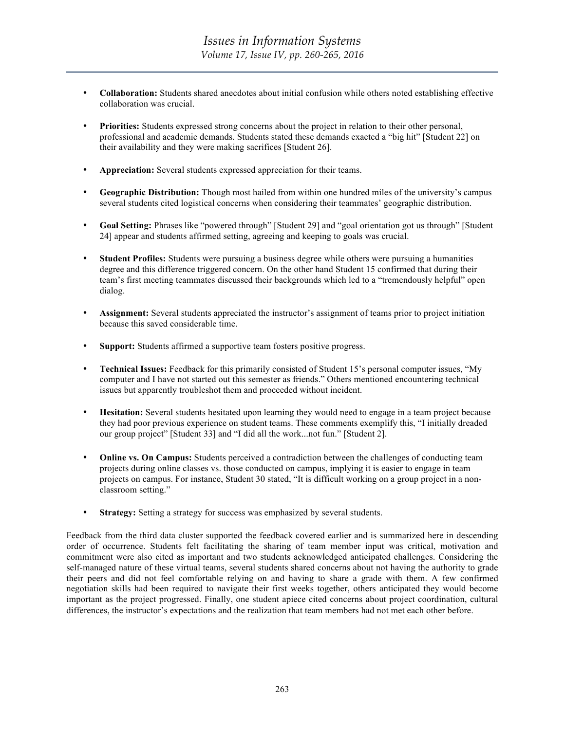- **Collaboration:** Students shared anecdotes about initial confusion while others noted establishing effective collaboration was crucial.

- **Priorities:** Students expressed strong concerns about the project in relation to their other personal, professional and academic demands. Students stated these demands exacted a "big hit" [Student 22] on their availability and they were making sacrifices [Student 26].

- **Appreciation:** Several students expressed appreciation for their teams.

- **Geographic Distribution:** Though most hailed from within one hundred miles of the university's campus several students cited logistical concerns when considering their teammates' geographic distribution.

- **Goal Setting:** Phrases like "powered through" [Student 29] and "goal orientation got us through" [Student 24] appear and students affirmed setting, agreeing and keeping to goals was crucial.

- **Student Profiles:** Students were pursuing a business degree while others were pursuing a humanities degree and this difference triggered concern. On the other hand Student 15 confirmed that during their team's first meeting teammates discussed their backgrounds which led to a "tremendously helpful" open dialog.

- **Assignment:** Several students appreciated the instructor's assignment of teams prior to project initiation because this saved considerable time.

- **Support:** Students affirmed a supportive team fosters positive progress.

- **Technical Issues:** Feedback for this primarily consisted of Student 15's personal computer issues, "My computer and I have not started out this semester as friends." Others mentioned encountering technical issues but apparently troubleshot them and proceeded without incident.

- **Hesitation:** Several students hesitated upon learning they would need to engage in a team project because they had poor previous experience on student teams. These comments exemplify this, "I initially dreaded our group project" [Student 33] and "I did all the work...not fun." [Student 2].

- **Online vs. On Campus:** Students perceived a contradiction between the challenges of conducting team projects during online classes vs. those conducted on campus, implying it is easier to engage in team projects on campus. For instance, Student 30 stated, "It is difficult working on a group project in a non-classroom setting."

- **Strategy:** Setting a strategy for success was emphasized by several students.

Feedback from the third data cluster supported the feedback covered earlier and is summarized here in descending order of occurrence. Students felt facilitating the sharing of team member input was critical, motivation and commitment were also cited as important and two students acknowledged anticipated challenges. Considering the self-managed nature of these virtual teams, several students shared concerns about not having the authority to grade their peers and did not feel comfortable relying on and having to share a grade with them. A few confirmed negotiation skills had been required to navigate their first weeks together, others anticipated they would become important as the project progressed. Finally, one student apiece cited concerns about project coordination, cultural differences, the instructor's expectations and the realization that team members had not met each other before.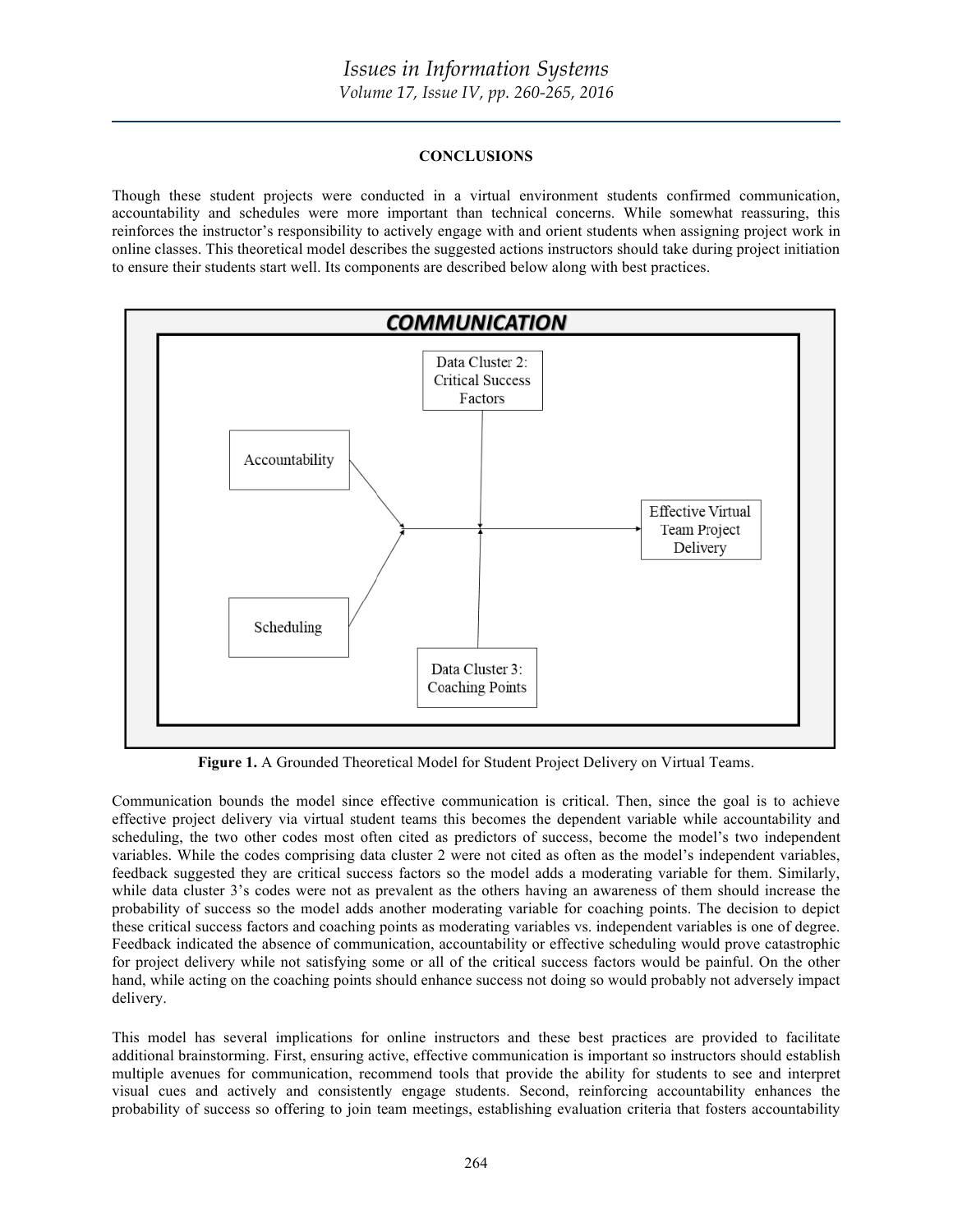## CONCLUSIONS

Though these student projects were conducted in a virtual environment students confirmed communication, accountability and schedules were more important than technical concerns. While somewhat reassuring, this reinforces the instructor's responsibility to actively engage with and orient students when assigning project work in online classes. This theoretical model describes the suggested actions instructors should take during project initiation to ensure their students start well. Its components are described below along with best practices.

**Figure 1.** A Grounded Theoretical Model for Student Project Delivery on Virtual Teams.

Communication bounds the model since effective communication is critical. Then, since the goal is to achieve effective project delivery via virtual student teams this becomes the dependent variable while accountability and scheduling, the two other codes most often cited as predictors of success, become the model's two independent variables. While the codes comprising data cluster 2 were not cited as often as the model's independent variables, feedback suggested they are critical success factors so the model adds a moderating variable for them. Similarly, while data cluster 3's codes were not as prevalent as the others having an awareness of them should increase the probability of success so the model adds another moderating variable for coaching points. The decision to depict these critical success factors and coaching points as moderating variables vs. independent variables is one of degree. Feedback indicated the absence of communication, accountability or effective scheduling would prove catastrophic for project delivery while not satisfying some or all of the critical success factors would be painful. On the other hand, while acting on the coaching points should enhance success not doing so would probably not adversely impact delivery.

This model has several implications for online instructors and these best practices are provided to facilitate additional brainstorming. First, ensuring active, effective communication is important so instructors should establish multiple avenues for communication, recommend tools that provide the ability for students to see and interpret visual cues and actively and consistently engage students. Second, reinforcing accountability enhances the probability of success so offering to join team meetings, establishing evaluation criteria that fosters accountability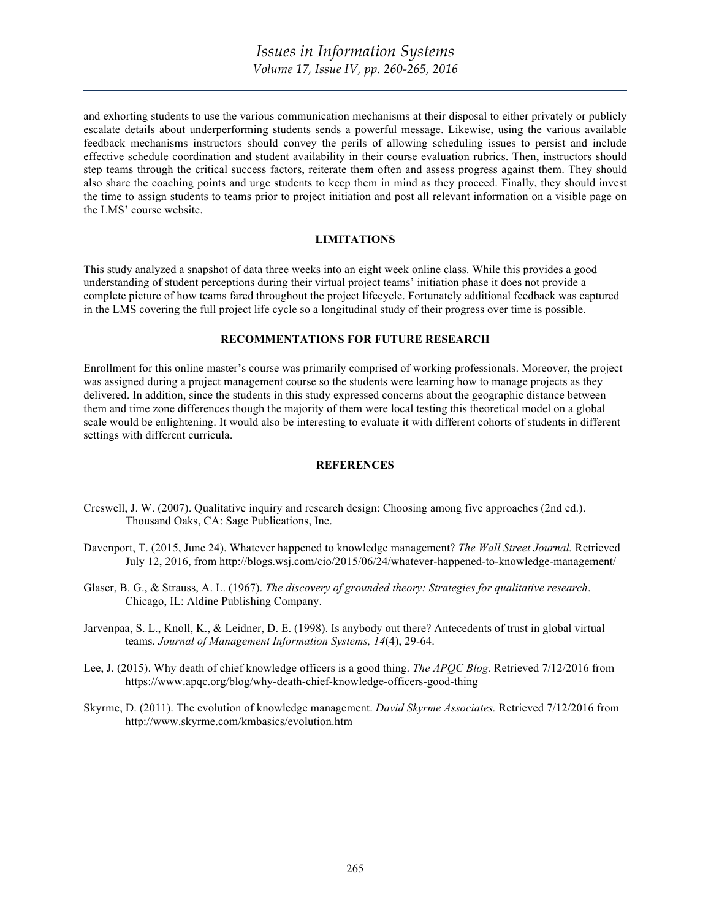and exhorting students to use the various communication mechanisms at their disposal to either privately or publicly escalate details about underperforming students sends a powerful message. Likewise, using the various available feedback mechanisms instructors should convey the perils of allowing scheduling issues to persist and include effective schedule coordination and student availability in their course evaluation rubrics. Then, instructors should step teams through the critical success factors, reiterate them often and assess progress against them. They should also share the coaching points and urge students to keep them in mind as they proceed. Finally, they should invest the time to assign students to teams prior to project initiation and post all relevant information on a visible page on the LMS' course website.

## LIMITATIONS

This study analyzed a snapshot of data three weeks into an eight week online class. While this provides a good understanding of student perceptions during their virtual project teams' initiation phase it does not provide a complete picture of how teams fared throughout the project lifecycle. Fortunately additional feedback was captured in the LMS covering the full project life cycle so a longitudinal study of their progress over time is possible.

## RECOMMENTATIONS FOR FUTURE RESEARCH

Enrollment for this online master's course was primarily comprised of working professionals. Moreover, the project was assigned during a project management course so the students were learning how to manage projects as they delivered. In addition, since the students in this study expressed concerns about the geographic distance between them and time zone differences though the majority of them were local testing this theoretical model on a global scale would be enlightening. It would also be interesting to evaluate it with different cohorts of students in different settings with different curricula.

## REFERENCES

Creswell, J. W. (2007). Qualitative inquiry and research design: Choosing among five approaches (2nd ed.). Thousand Oaks, CA: Sage Publications, Inc.

Davenport, T. (2015, June 24). Whatever happened to knowledge management? *The Wall Street Journal.* Retrieved July 12, 2016, from http://blogs.wsj.com/cio/2015/06/24/whatever-happened-to-knowledge-management/

Glaser, B. G., & Strauss, A. L. (1967). *The discovery of grounded theory: Strategies for qualitative research*. Chicago, IL: Aldine Publishing Company.

Jarvenpaa, S. L., Knoll, K., & Leidner, D. E. (1998). Is anybody out there? Antecedents of trust in global virtual teams. *Journal of Management Information Systems, 14*(4), 29-64.

Lee, J. (2015). Why death of chief knowledge officers is a good thing. *The APQC Blog.* Retrieved 7/12/2016 from https://www.apqc.org/blog/why-death-chief-knowledge-officers-good-thing

Skyrme, D. (2011). The evolution of knowledge management. *David Skyrme Associates.* Retrieved 7/12/2016 from http://www.skyrme.com/kmbasics/evolution.htm